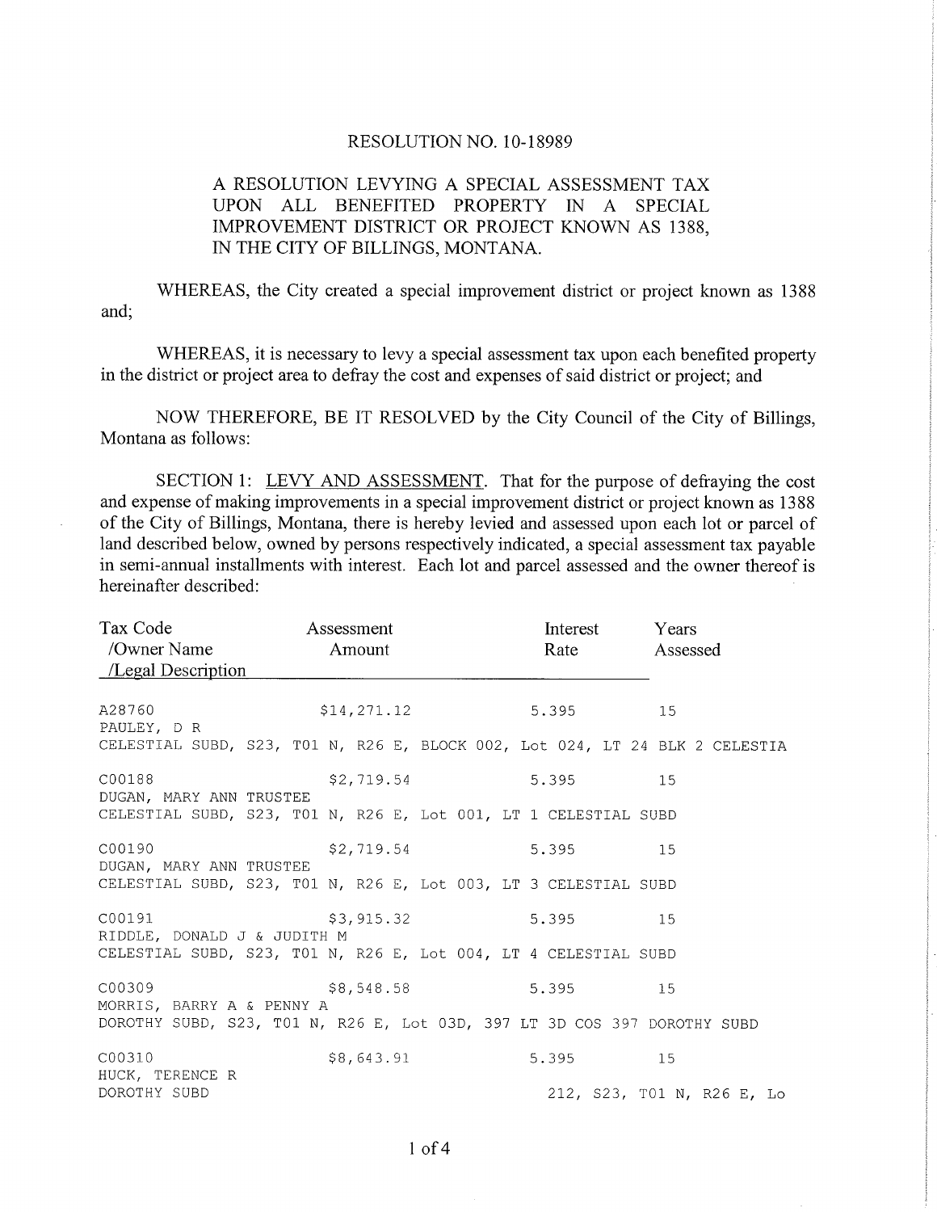RESOLUTION NO. 10-18989

A RESOLUTION LEVYING A SPECIAL ASSESSMENT TAX UPON ALL BENEFITED PROPERTY IN A SPECIAL IMPROVEMENT DISTRICT OR PROJECT KNOWN AS 1388, IN THE CITY OF BILLINGS, MONTANA.

WHEREAS, the City created a special improvement district or project known as 1388 and;

WHEREAS, it is necessary to levy a special assessment tax upon each benefited property in the district or project area to defray the cost and expenses of said district or project; and

NOW THEREFORE, BE IT RESOLVED by the City Council of the City of Billings, Montana as follows:

SECTION 1: LEVY AND ASSESSMENT. That for the purpose of defraying the cost and expense of making improvements in a special improvement district or project known as 1388 of the City of Billings, Montana, there is hereby levied and assessed upon each lot or parcel of land described below, owned by persons respectively indicated, a special assessment tax payable in semi-annual installments with interest. Each lot and parcel assessed and the owner thereof is hereinafter described:

| Tax Code /Owner Name /Legal Description | Assessment Amount | Interest Rate | Years Assessed |
|---|---|---|---|
| A28760<br>PAULEY, D R<br>CELESTIAL SUBD, S23, T01 N, R26 E, BLOCK 002, Lot 024, LT 24 BLK 2 CELESTIA | $14,271.12 | 5.395 | 15 |
| C00188<br>DUGAN, MARY ANN TRUSTEE<br>CELESTIAL SUBD, S23, T01 N, R26 E, Lot 001, LT 1 CELESTIAL SUBD | $2,719.54 | 5.395 | 15 |
| C00190<br>DUGAN, MARY ANN TRUSTEE<br>CELESTIAL SUBD, S23, T01 N, R26 E, Lot 003, LT 3 CELESTIAL SUBD | $2,719.54 | 5.395 | 15 |
| C00191<br>RIDDLE, DONALD J & JUDITH M<br>CELESTIAL SUBD, S23, T01 N, R26 E, Lot 004, LT 4 CELESTIAL SUBD | $3,915.32 | 5.395 | 15 |
| C00309<br>MORRIS, BARRY A & PENNY A<br>DOROTHY SUBD, S23, T01 N, R26 E, Lot 03D, 397 LT 3D COS 397 DOROTHY SUBD | $8,548.58 | 5.395 | 15 |
| C00310<br>HUCK, TERENCE R<br>DOROTHY SUBD 212, S23, T01 N, R26 E, Lo | $8,643.91 | 5.395 | 15 |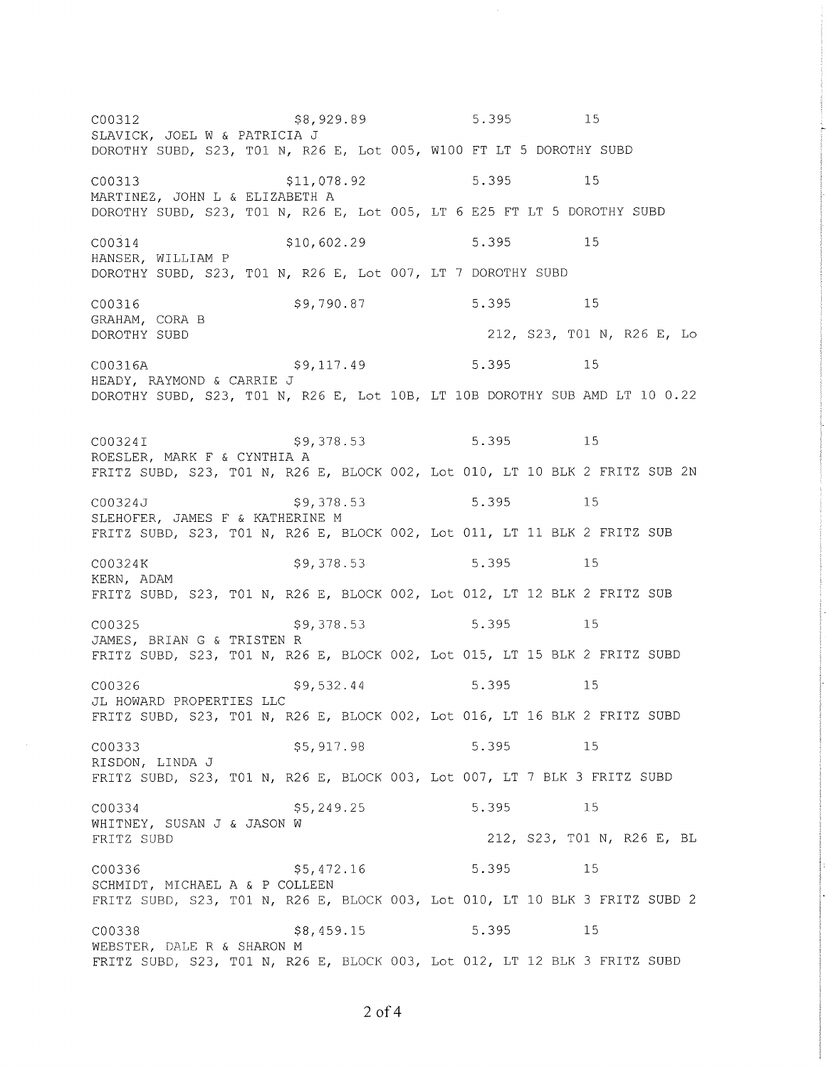C00312 $8,929.89 5.395 15
SLAVICK, JOEL W & PATRICIA J
DOROTHY SUBD, S23, T01 N, R26 E, Lot 005, W100 FT LT 5 DOROTHY SUBD

C00313 $11,078.92 5.395 15
MARTINEZ, JOHN L & ELIZABETH A
DOROTHY SUBD, S23, T01 N, R26 E, Lot 005, LT 6 E25 FT LT 5 DOROTHY SUBD

C00314 $10,602.29 5.395 15
HANSER, WILLIAM P
DOROTHY SUBD, S23, T01 N, R26 E, Lot 007, LT 7 DOROTHY SUBD

C00316 $9,790.87 5.395 15
GRAHAM, CORA B
DOROTHY SUBD 212, S23, T01 N, R26 E, Lo

C00316A $9,117.49 5.395 15
HEADY, RAYMOND & CARRIE J
DOROTHY SUBD, S23, T01 N, R26 E, Lot 10B, LT 10B DOROTHY SUB AMD LT 10 0.22

C00324I $9,378.53 5.395 15
ROESLER, MARK F & CYNTHIA A
FRITZ SUBD, S23, T01 N, R26 E, BLOCK 002, Lot 010, LT 10 BLK 2 FRITZ SUB 2N

C00324J $9,378.53 5.395 15
SLEHOFER, JAMES F & KATHERINE M
FRITZ SUBD, S23, T01 N, R26 E, BLOCK 002, Lot 011, LT 11 BLK 2 FRITZ SUB

C00324K $9,378.53 5.395 15
KERN, ADAM
FRITZ SUBD, S23, T01 N, R26 E, BLOCK 002, Lot 012, LT 12 BLK 2 FRITZ SUB

C00325 $9,378.53 5.395 15
JAMES, BRIAN G & TRISTEN R
FRITZ SUBD, S23, T01 N, R26 E, BLOCK 002, Lot 015, LT 15 BLK 2 FRITZ SUBD

C00326 $9,532.44 5.395 15
JL HOWARD PROPERTIES LLC
FRITZ SUBD, S23, T01 N, R26 E, BLOCK 002, Lot 016, LT 16 BLK 2 FRITZ SUBD

C00333 $5,917.98 5.395 15
RISDON, LINDA J
FRITZ SUBD, S23, T01 N, R26 E, BLOCK 003, Lot 007, LT 7 BLK 3 FRITZ SUBD

C00334 $5,249.25 5.395 15
WHITNEY, SUSAN J & JASON W
FRITZ SUBD 212, S23, T01 N, R26 E, BL

C00336 $5,472.16 5.395 15
SCHMIDT, MICHAEL A & P COLLEEN
FRITZ SUBD, S23, T01 N, R26 E, BLOCK 003, Lot 010, LT 10 BLK 3 FRITZ SUBD 2

C00338 $8,459.15 5.395 15
WEBSTER, DALE R & SHARON M
FRITZ SUBD, S23, T01 N, R26 E, BLOCK 003, Lot 012, LT 12 BLK 3 FRITZ SUBD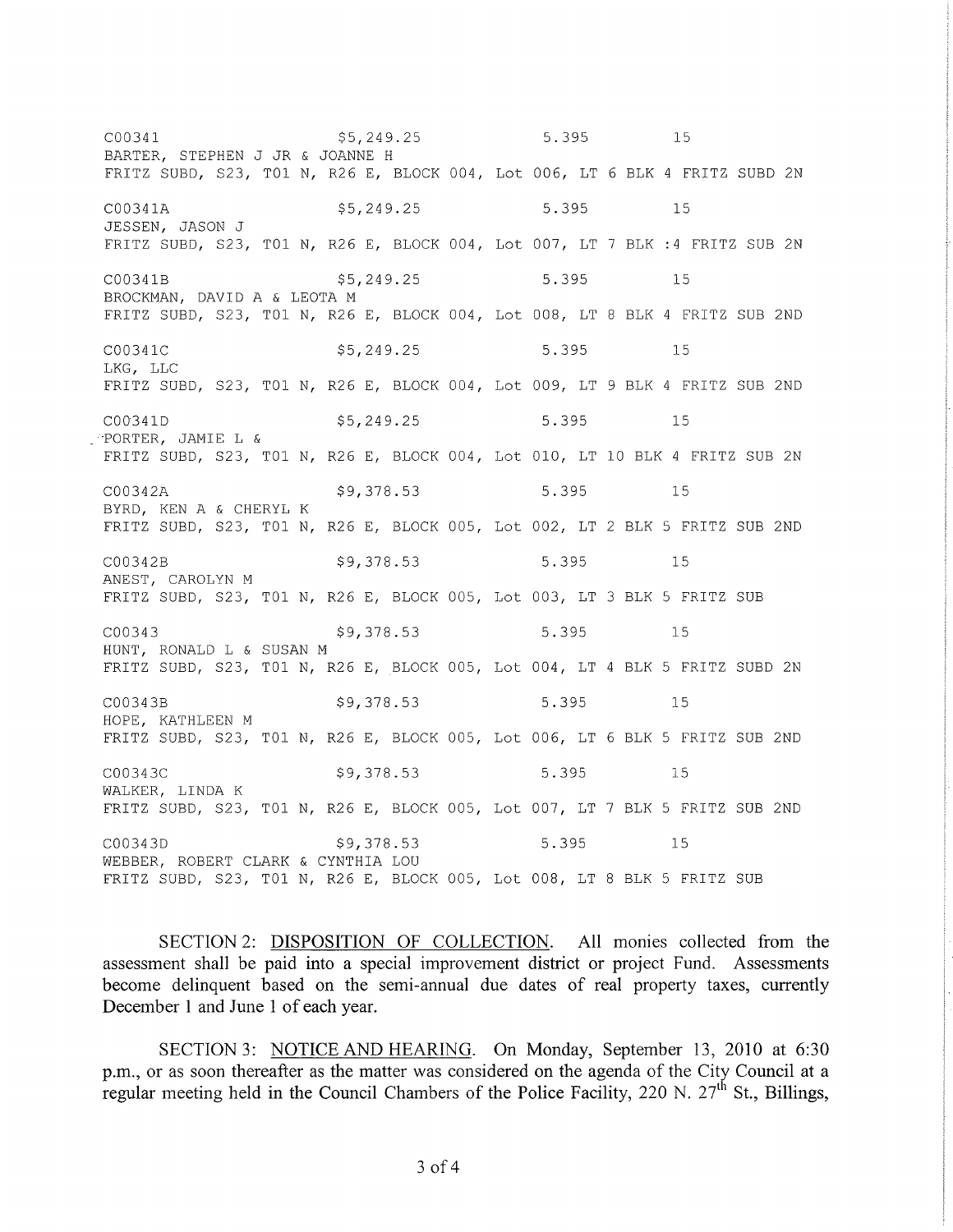```
C00341                  $5,249.25             5.395         15
BARTER, STEPHEN J JR & JOANNE H
FRITZ SUBD, S23, T01 N, R26 E, BLOCK 004, Lot 006, LT 6 BLK 4 FRITZ SUBD 2N

C00341A                 $5,249.25             5.395         15
JESSEN, JASON J
FRITZ SUBD, S23, T01 N, R26 E, BLOCK 004, Lot 007, LT 7 BLK :4 FRITZ SUB 2N

C00341B                 $5,249.25             5.395         15
BROCKMAN, DAVID A & LEOTA M
FRITZ SUBD, S23, T01 N, R26 E, BLOCK 004, Lot 008, LT 8 BLK 4 FRITZ SUB 2ND

C00341C                 $5,249.25             5.395         15
LKG, LLC
FRITZ SUBD, S23, T01 N, R26 E, BLOCK 004, Lot 009, LT 9 BLK 4 FRITZ SUB 2ND

C00341D                 $5,249.25             5.395         15
PORTER, JAMIE L &
FRITZ SUBD, S23, T01 N, R26 E, BLOCK 004, Lot 010, LT 10 BLK 4 FRITZ SUB 2N

C00342A                 $9,378.53             5.395         15
BYRD, KEN A & CHERYL K
FRITZ SUBD, S23, T01 N, R26 E, BLOCK 005, Lot 002, LT 2 BLK 5 FRITZ SUB 2ND

C00342B                 $9,378.53             5.395         15
ANEST, CAROLYN M
FRITZ SUBD, S23, T01 N, R26 E, BLOCK 005, Lot 003, LT 3 BLK 5 FRITZ SUB

C00343                  $9,378.53             5.395         15
HUNT, RONALD L & SUSAN M
FRITZ SUBD, S23, T01 N, R26 E, BLOCK 005, Lot 004, LT 4 BLK 5 FRITZ SUBD 2N

C00343B                 $9,378.53             5.395         15
HOPE, KATHLEEN M
FRITZ SUBD, S23, T01 N, R26 E, BLOCK 005, Lot 006, LT 6 BLK 5 FRITZ SUB 2ND

C00343C                 $9,378.53             5.395         15
WALKER, LINDA K
FRITZ SUBD, S23, T01 N, R26 E, BLOCK 005, Lot 007, LT 7 BLK 5 FRITZ SUB 2ND

C00343D                 $9,378.53             5.395         15
WEBBER, ROBERT CLARK & CYNTHIA LOU
FRITZ SUBD, S23, T01 N, R26 E, BLOCK 005, Lot 008, LT 8 BLK 5 FRITZ SUB
```

SECTION 2: DISPOSITION OF COLLECTION. All monies collected from the assessment shall be paid into a special improvement district or project Fund. Assessments become delinquent based on the semi-annual due dates of real property taxes, currently December 1 and June 1 of each year.

SECTION 3: NOTICE AND HEARING. On Monday, September 13, 2010 at 6:30 p.m., or as soon thereafter as the matter was considered on the agenda of the City Council at a regular meeting held in the Council Chambers of the Police Facility, 220 N. 27th St., Billings,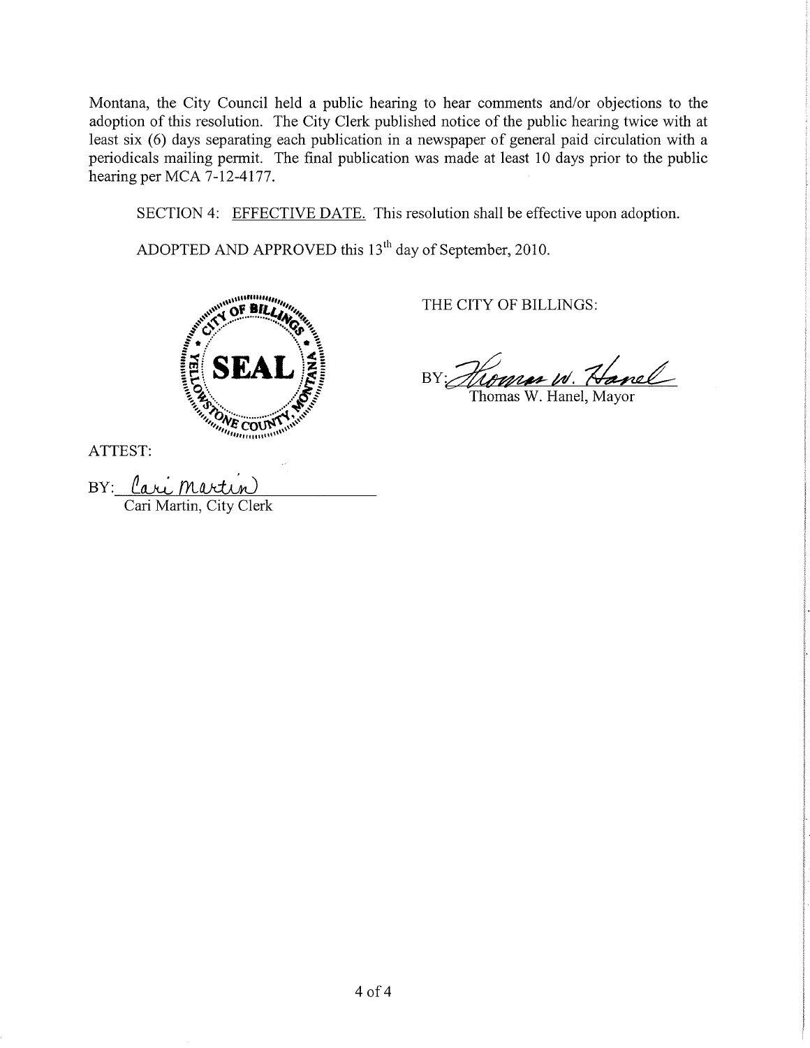Montana, the City Council held a public hearing to hear comments and/or objections to the adoption of this resolution. The City Clerk published notice of the public hearing twice with at least six (6) days separating each publication in a newspaper of general paid circulation with a periodicals mailing permit. The final publication was made at least 10 days prior to the public hearing per MCA 7-12-4177.

SECTION 4: EFFECTIVE DATE. This resolution shall be effective upon adoption.

ADOPTED AND APPROVED this 13th day of September, 2010.

CITY OF BILLINGS SEAL YELLOWSTONE COUNTY, MONTANA

THE CITY OF BILLINGS:

BY: Thomas W. Hanel
Thomas W. Hanel, Mayor

ATTEST:

BY: Cari Martin
Cari Martin, City Clerk